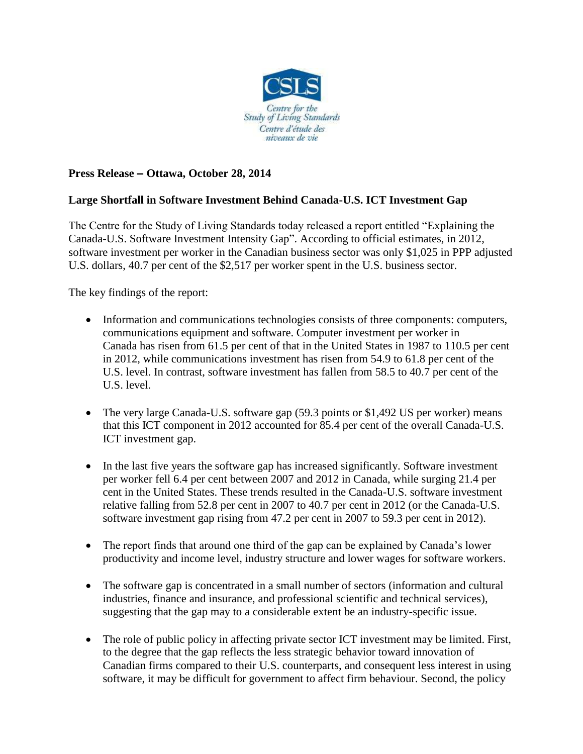CSLS

Centre for the Study of Living Standards
Centre d'étude des niveaux de vie

**Press Release – Ottawa, October 28, 2014**

**Large Shortfall in Software Investment Behind Canada-U.S. ICT Investment Gap**

The Centre for the Study of Living Standards today released a report entitled "Explaining the Canada-U.S. Software Investment Intensity Gap". According to official estimates, in 2012, software investment per worker in the Canadian business sector was only $1,025 in PPP adjusted U.S. dollars, 40.7 per cent of the $2,517 per worker spent in the U.S. business sector.

The key findings of the report:

- Information and communications technologies consists of three components: computers, communications equipment and software. Computer investment per worker in Canada has risen from 61.5 per cent of that in the United States in 1987 to 110.5 per cent in 2012, while communications investment has risen from 54.9 to 61.8 per cent of the U.S. level. In contrast, software investment has fallen from 58.5 to 40.7 per cent of the U.S. level.

- The very large Canada-U.S. software gap (59.3 points or $1,492 US per worker) means that this ICT component in 2012 accounted for 85.4 per cent of the overall Canada-U.S. ICT investment gap.

- In the last five years the software gap has increased significantly. Software investment per worker fell 6.4 per cent between 2007 and 2012 in Canada, while surging 21.4 per cent in the United States. These trends resulted in the Canada-U.S. software investment relative falling from 52.8 per cent in 2007 to 40.7 per cent in 2012 (or the Canada-U.S. software investment gap rising from 47.2 per cent in 2007 to 59.3 per cent in 2012).

- The report finds that around one third of the gap can be explained by Canada's lower productivity and income level, industry structure and lower wages for software workers.

- The software gap is concentrated in a small number of sectors (information and cultural industries, finance and insurance, and professional scientific and technical services), suggesting that the gap may to a considerable extent be an industry-specific issue.

- The role of public policy in affecting private sector ICT investment may be limited. First, to the degree that the gap reflects the less strategic behavior toward innovation of Canadian firms compared to their U.S. counterparts, and consequent less interest in using software, it may be difficult for government to affect firm behaviour. Second, the policy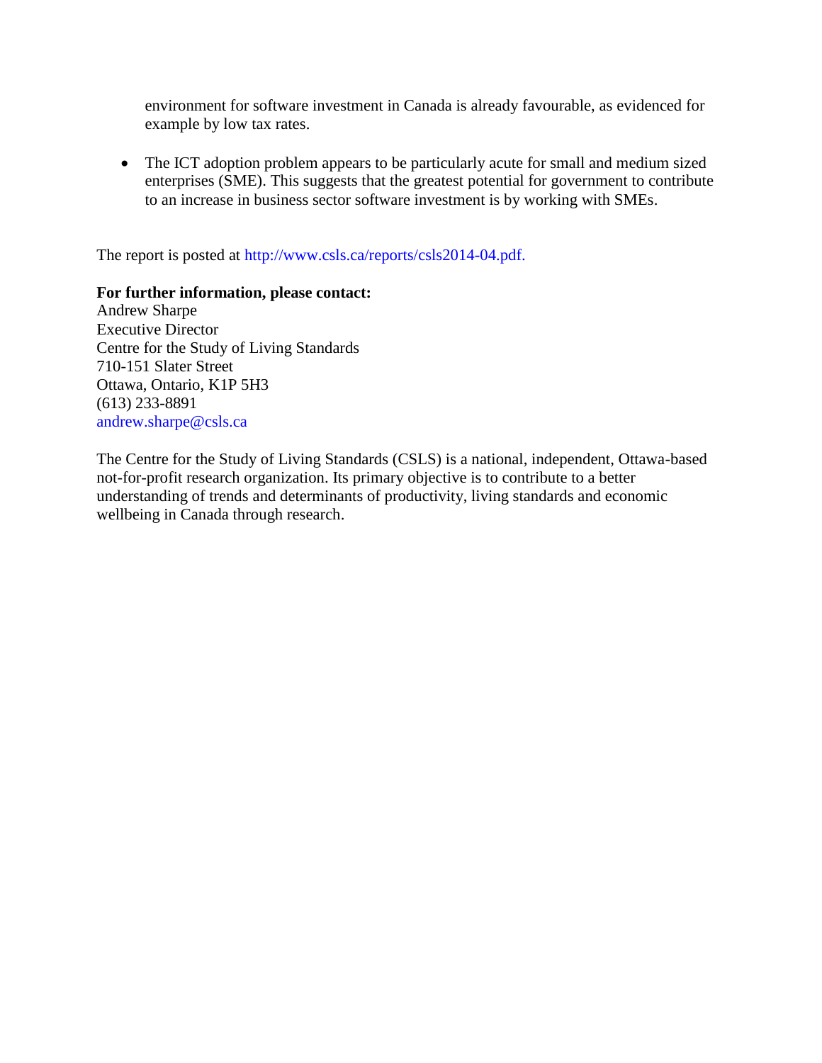environment for software investment in Canada is already favourable, as evidenced for example by low tax rates.

- The ICT adoption problem appears to be particularly acute for small and medium sized enterprises (SME). This suggests that the greatest potential for government to contribute to an increase in business sector software investment is by working with SMEs.

The report is posted at http://www.csls.ca/reports/csls2014-04.pdf.

**For further information, please contact:**
Andrew Sharpe
Executive Director
Centre for the Study of Living Standards
710-151 Slater Street
Ottawa, Ontario, K1P 5H3
(613) 233-8891
andrew.sharpe@csls.ca

The Centre for the Study of Living Standards (CSLS) is a national, independent, Ottawa-based not-for-profit research organization. Its primary objective is to contribute to a better understanding of trends and determinants of productivity, living standards and economic wellbeing in Canada through research.